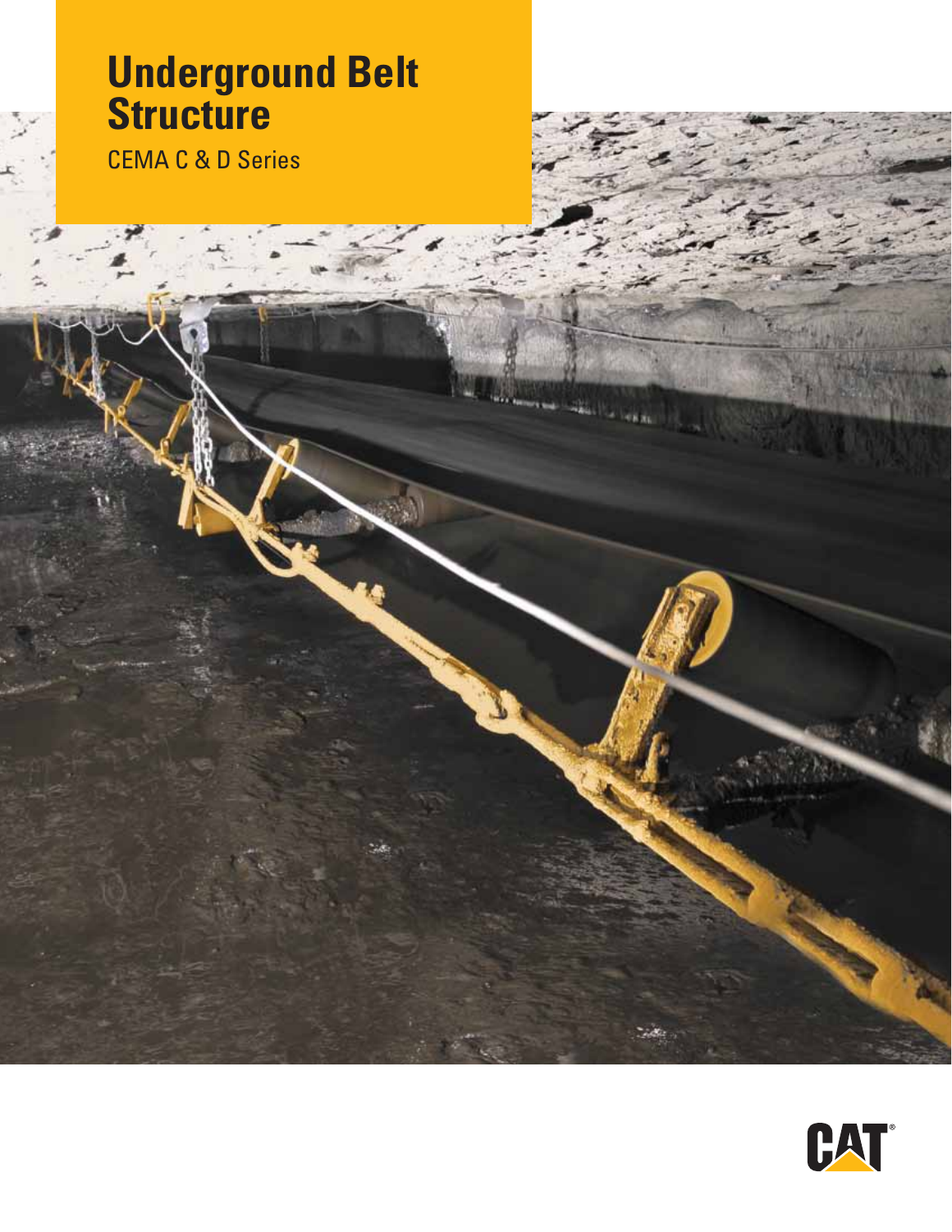# Underground Belt Structure

CEMA C & D Series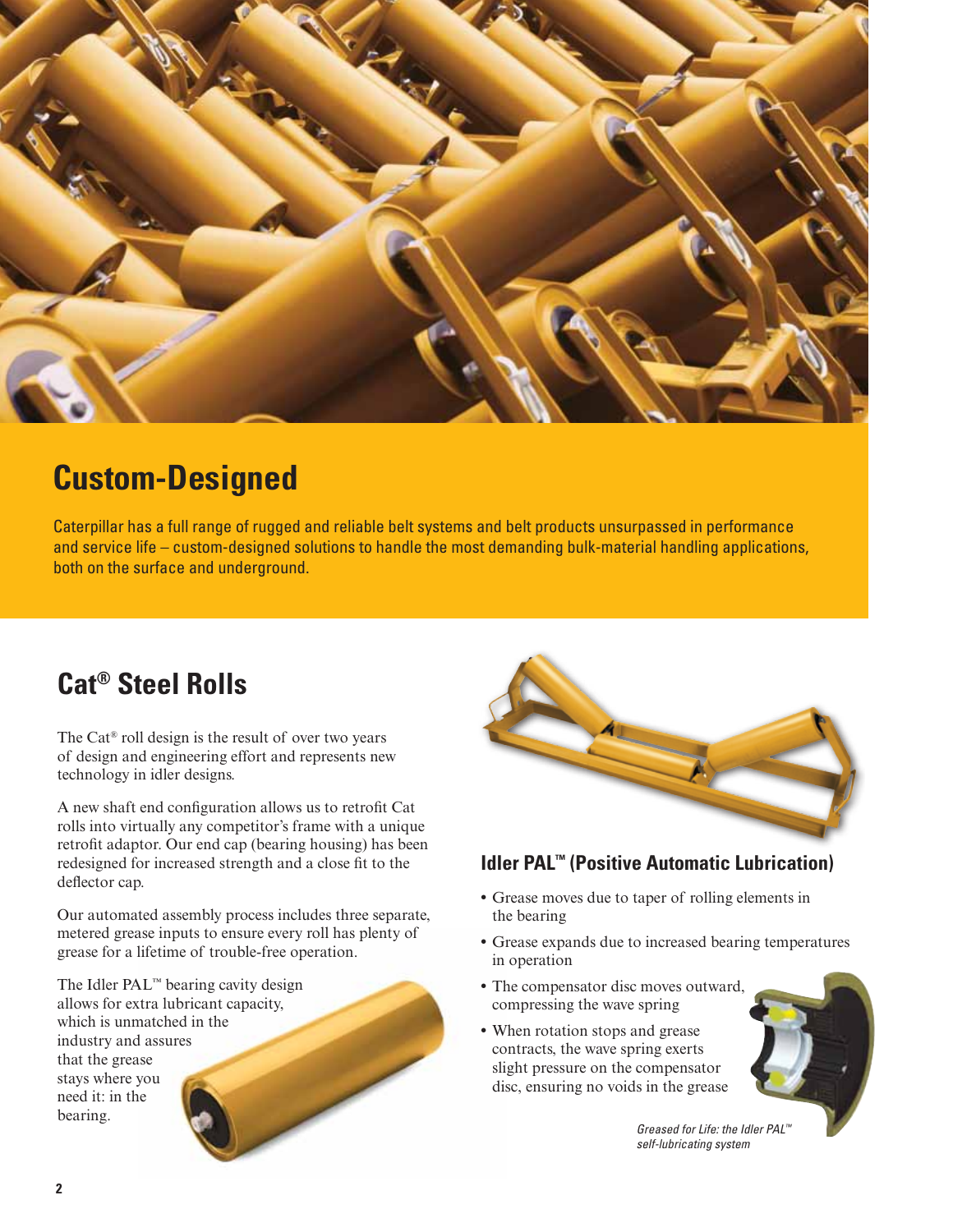# Custom-Designed

Caterpillar has a full range of rugged and reliable belt systems and belt products unsurpassed in performance and service life – custom-designed solutions to handle the most demanding bulk-material handling applications, both on the surface and underground.

## Cat® Steel Rolls

The Cat® roll design is the result of over two years of design and engineering effort and represents new technology in idler designs.

A new shaft end configuration allows us to retrofit Cat rolls into virtually any competitor's frame with a unique retrofit adaptor. Our end cap (bearing housing) has been redesigned for increased strength and a close fit to the deflector cap.

Our automated assembly process includes three separate, metered grease inputs to ensure every roll has plenty of grease for a lifetime of trouble-free operation.

The Idler PAL™ bearing cavity design allows for extra lubricant capacity, which is unmatched in the industry and assures that the grease stays where you need it: in the bearing.

### Idler PAL™ (Positive Automatic Lubrication)

- Grease moves due to taper of rolling elements in the bearing
- Grease expands due to increased bearing temperatures in operation
- The compensator disc moves outward, compressing the wave spring
- When rotation stops and grease contracts, the wave spring exerts slight pressure on the compensator disc, ensuring no voids in the grease

*Greased for Life: the Idler PAL™ self-lubricating system*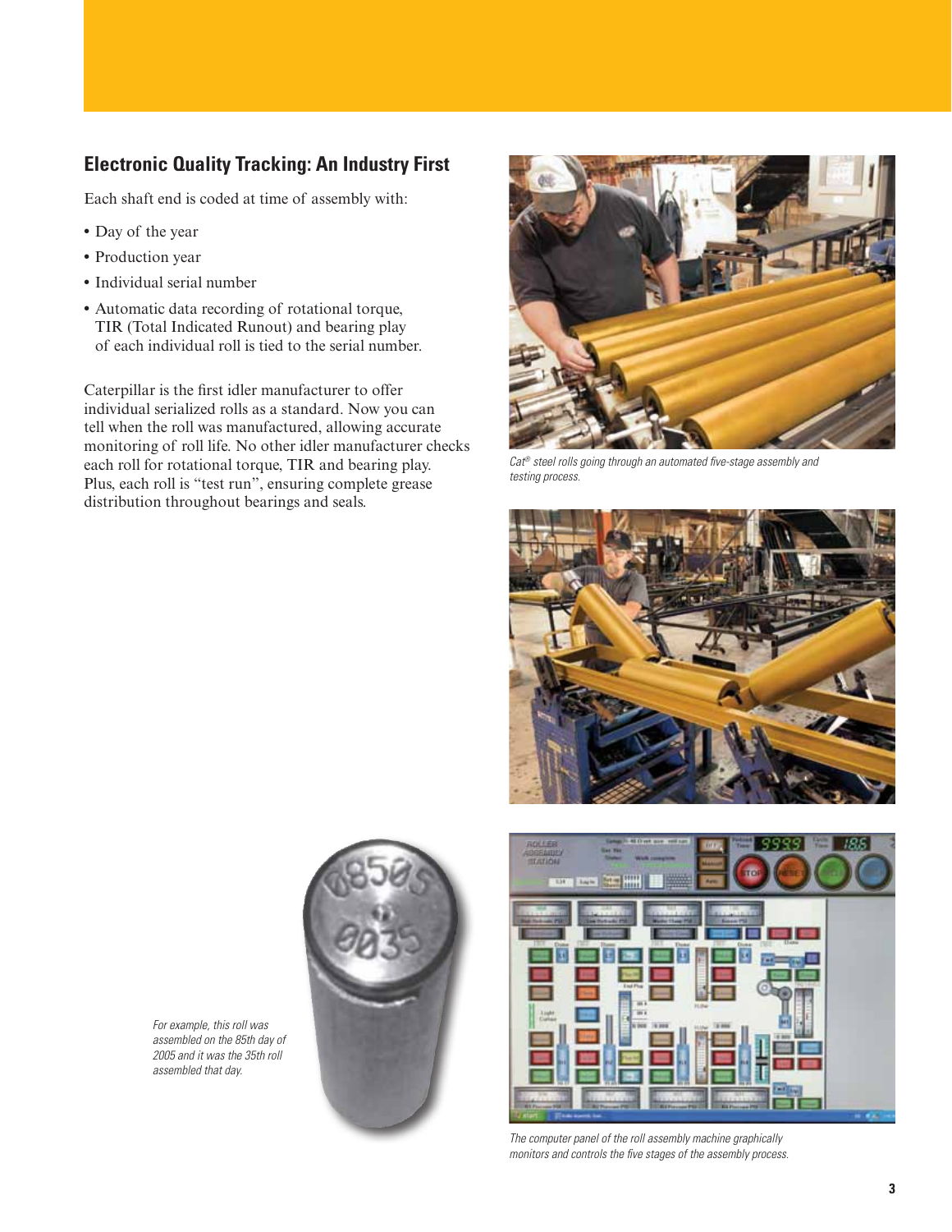## Electronic Quality Tracking: An Industry First

Each shaft end is coded at time of assembly with:

- Day of the year
- Production year
- Individual serial number
- Automatic data recording of rotational torque, TIR (Total Indicated Runout) and bearing play of each individual roll is tied to the serial number.

Caterpillar is the first idler manufacturer to offer individual serialized rolls as a standard. Now you can tell when the roll was manufactured, allowing accurate monitoring of roll life. No other idler manufacturer checks each roll for rotational torque, TIR and bearing play. Plus, each roll is "test run", ensuring complete grease distribution throughout bearings and seals.

*Cat® steel rolls going through an automated five-stage assembly and testing process.*

*For example, this roll was assembled on the 85th day of 2005 and it was the 35th roll assembled that day.*

*The computer panel of the roll assembly machine graphically monitors and controls the five stages of the assembly process.*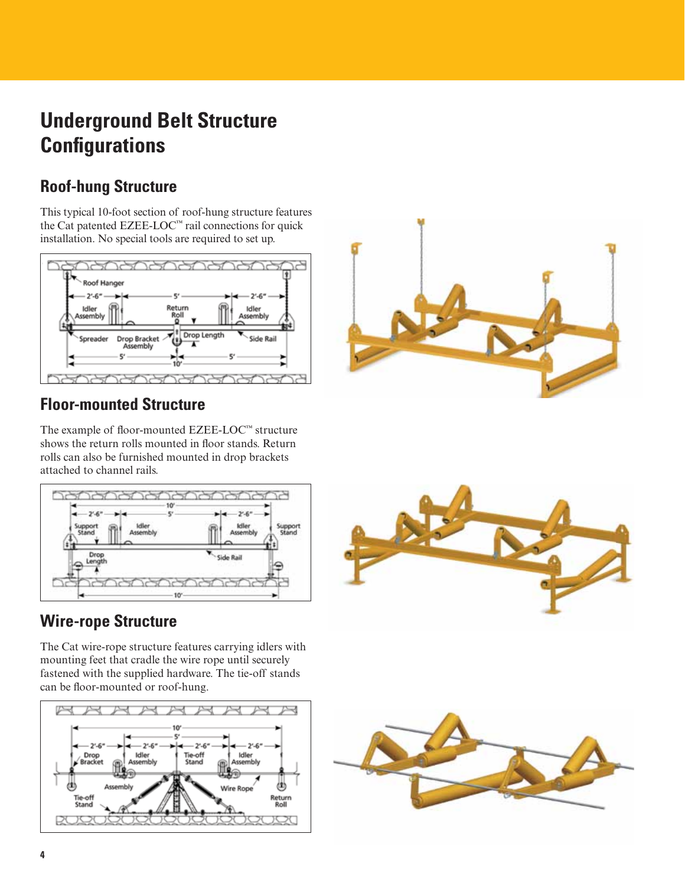# Underground Belt Structure Configurations

## Roof-hung Structure

This typical 10-foot section of roof-hung structure features the Cat patented EZEE-LOC™ rail connections for quick installation. No special tools are required to set up.

## Floor-mounted Structure

The example of floor-mounted EZEE-LOC™ structure shows the return rolls mounted in floor stands. Return rolls can also be furnished mounted in drop brackets attached to channel rails.

## Wire-rope Structure

The Cat wire-rope structure features carrying idlers with mounting feet that cradle the wire rope until securely fastened with the supplied hardware. The tie-off stands can be floor-mounted or roof-hung.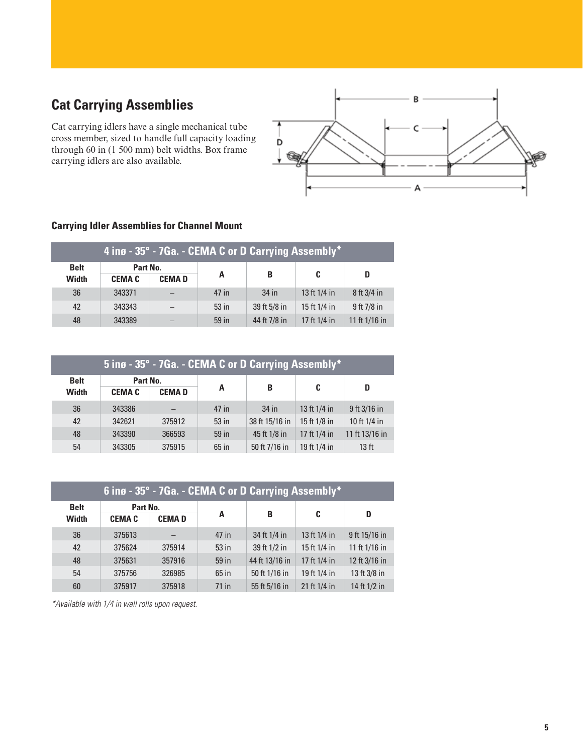## Cat Carrying Assemblies

Cat carrying idlers have a single mechanical tube cross member, sized to handle full capacity loading through 60 in (1 500 mm) belt widths. Box frame carrying idlers are also available.

### Carrying Idler Assemblies for Channel Mount

| 4 inø - 35° - 7Ga. - CEMA C or D Carrying Assembly* | | | | | | |
|---|---|---|---|---|---|---|
| Belt Width | Part No. | | A | B | C | D |
| | CEMA C | CEMA D | | | | |
| 36 | 343371 | – | 47 in | 34 in | 13 ft 1/4 in | 8 ft 3/4 in |
| 42 | 343343 | – | 53 in | 39 ft 5/8 in | 15 ft 1/4 in | 9 ft 7/8 in |
| 48 | 343389 | – | 59 in | 44 ft 7/8 in | 17 ft 1/4 in | 11 ft 1/16 in |

| 5 inø - 35° - 7Ga. - CEMA C or D Carrying Assembly* | | | | | | |
|---|---|---|---|---|---|---|
| Belt Width | Part No. | | A | B | C | D |
| | CEMA C | CEMA D | | | | |
| 36 | 343386 | – | 47 in | 34 in | 13 ft 1/4 in | 9 ft 3/16 in |
| 42 | 342621 | 375912 | 53 in | 38 ft 15/16 in | 15 ft 1/8 in | 10 ft 1/4 in |
| 48 | 343390 | 366593 | 59 in | 45 ft 1/8 in | 17 ft 1/4 in | 11 ft 13/16 in |
| 54 | 343305 | 375915 | 65 in | 50 ft 7/16 in | 19 ft 1/4 in | 13 ft |

| 6 inø - 35° - 7Ga. - CEMA C or D Carrying Assembly* | | | | | | |
|---|---|---|---|---|---|---|
| Belt Width | Part No. | | A | B | C | D |
| | CEMA C | CEMA D | | | | |
| 36 | 375613 | – | 47 in | 34 ft 1/4 in | 13 ft 1/4 in | 9 ft 15/16 in |
| 42 | 375624 | 375914 | 53 in | 39 ft 1/2 in | 15 ft 1/4 in | 11 ft 1/16 in |
| 48 | 375631 | 357916 | 59 in | 44 ft 13/16 in | 17 ft 1/4 in | 12 ft 3/16 in |
| 54 | 375756 | 326985 | 65 in | 50 ft 1/16 in | 19 ft 1/4 in | 13 ft 3/8 in |
| 60 | 375917 | 375918 | 71 in | 55 ft 5/16 in | 21 ft 1/4 in | 14 ft 1/2 in |

*\*Available with 1/4 in wall rolls upon request.*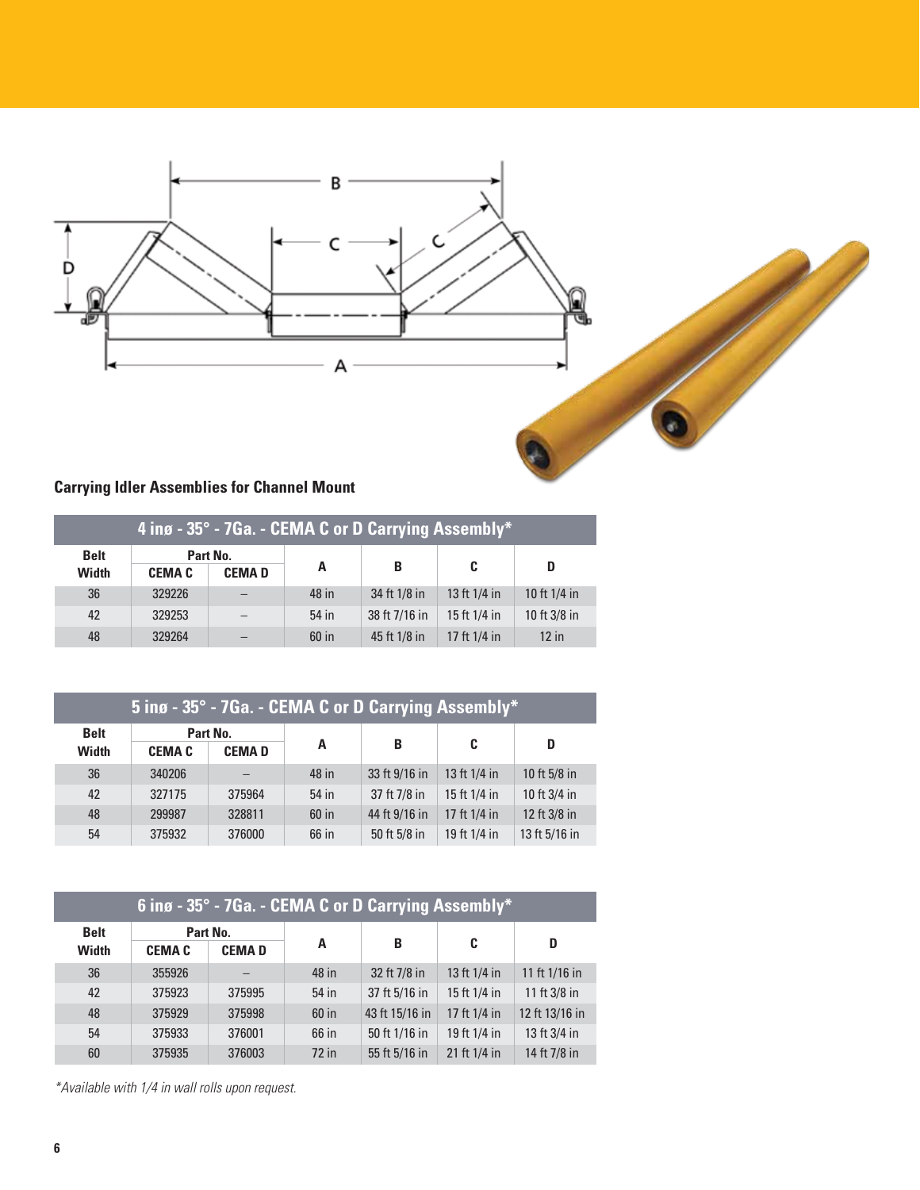## Carrying Idler Assemblies for Channel Mount

| 4 inø - 35° - 7Ga. - CEMA C or D Carrying Assembly* | | | | | | |
|---|---|---|---|---|---|---|
| Belt Width | Part No. | | A | B | C | D |
| | CEMA C | CEMA D | | | | |
| 36 | 329226 | – | 48 in | 34 ft 1/8 in | 13 ft 1/4 in | 10 ft 1/4 in |
| 42 | 329253 | – | 54 in | 38 ft 7/16 in | 15 ft 1/4 in | 10 ft 3/8 in |
| 48 | 329264 | – | 60 in | 45 ft 1/8 in | 17 ft 1/4 in | 12 in |

| 5 inø - 35° - 7Ga. - CEMA C or D Carrying Assembly* | | | | | | |
|---|---|---|---|---|---|---|
| Belt Width | Part No. | | A | B | C | D |
| | CEMA C | CEMA D | | | | |
| 36 | 340206 | – | 48 in | 33 ft 9/16 in | 13 ft 1/4 in | 10 ft 5/8 in |
| 42 | 327175 | 375964 | 54 in | 37 ft 7/8 in | 15 ft 1/4 in | 10 ft 3/4 in |
| 48 | 299987 | 328811 | 60 in | 44 ft 9/16 in | 17 ft 1/4 in | 12 ft 3/8 in |
| 54 | 375932 | 376000 | 66 in | 50 ft 5/8 in | 19 ft 1/4 in | 13 ft 5/16 in |

| 6 inø - 35° - 7Ga. - CEMA C or D Carrying Assembly* | | | | | | |
|---|---|---|---|---|---|---|
| Belt Width | Part No. | | A | B | C | D |
| | CEMA C | CEMA D | | | | |
| 36 | 355926 | – | 48 in | 32 ft 7/8 in | 13 ft 1/4 in | 11 ft 1/16 in |
| 42 | 375923 | 375995 | 54 in | 37 ft 5/16 in | 15 ft 1/4 in | 11 ft 3/8 in |
| 48 | 375929 | 375998 | 60 in | 43 ft 15/16 in | 17 ft 1/4 in | 12 ft 13/16 in |
| 54 | 375933 | 376001 | 66 in | 50 ft 1/16 in | 19 ft 1/4 in | 13 ft 3/4 in |
| 60 | 375935 | 376003 | 72 in | 55 ft 5/16 in | 21 ft 1/4 in | 14 ft 7/8 in |

*\*Available with 1/4 in wall rolls upon request.*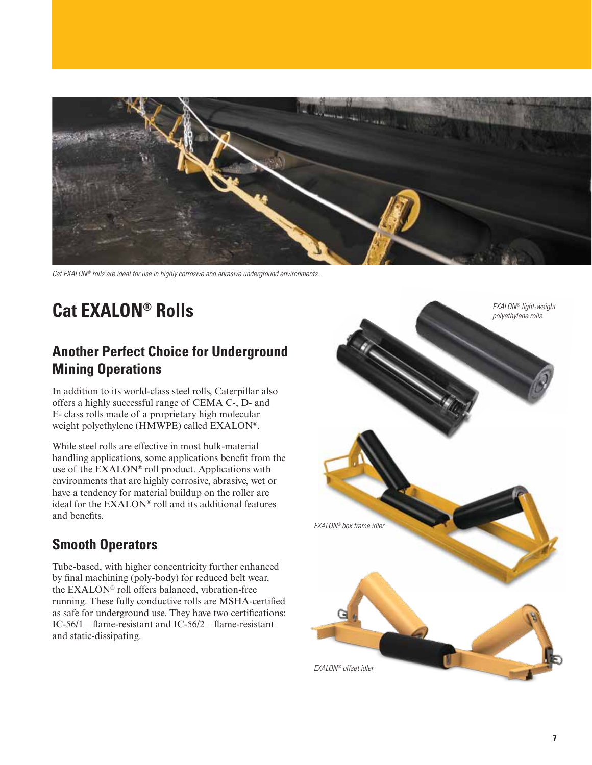*Cat EXALON® rolls are ideal for use in highly corrosive and abrasive underground environments.*

# Cat EXALON® Rolls

## Another Perfect Choice for Underground Mining Operations

In addition to its world-class steel rolls, Caterpillar also offers a highly successful range of CEMA C-, D- and E- class rolls made of a proprietary high molecular weight polyethylene (HMWPE) called EXALON®.

While steel rolls are effective in most bulk-material handling applications, some applications benefit from the use of the EXALON® roll product. Applications with environments that are highly corrosive, abrasive, wet or have a tendency for material buildup on the roller are ideal for the EXALON® roll and its additional features and benefits.

## Smooth Operators

Tube-based, with higher concentricity further enhanced by final machining (poly-body) for reduced belt wear, the EXALON® roll offers balanced, vibration-free running. These fully conductive rolls are MSHA-certified as safe for underground use. They have two certifications: IC-56/1 – flame-resistant and IC-56/2 – flame-resistant and static-dissipating.

*EXALON® light-weight polyethylene rolls.*

*EXALON® box frame idler*

*EXALON® offset idler*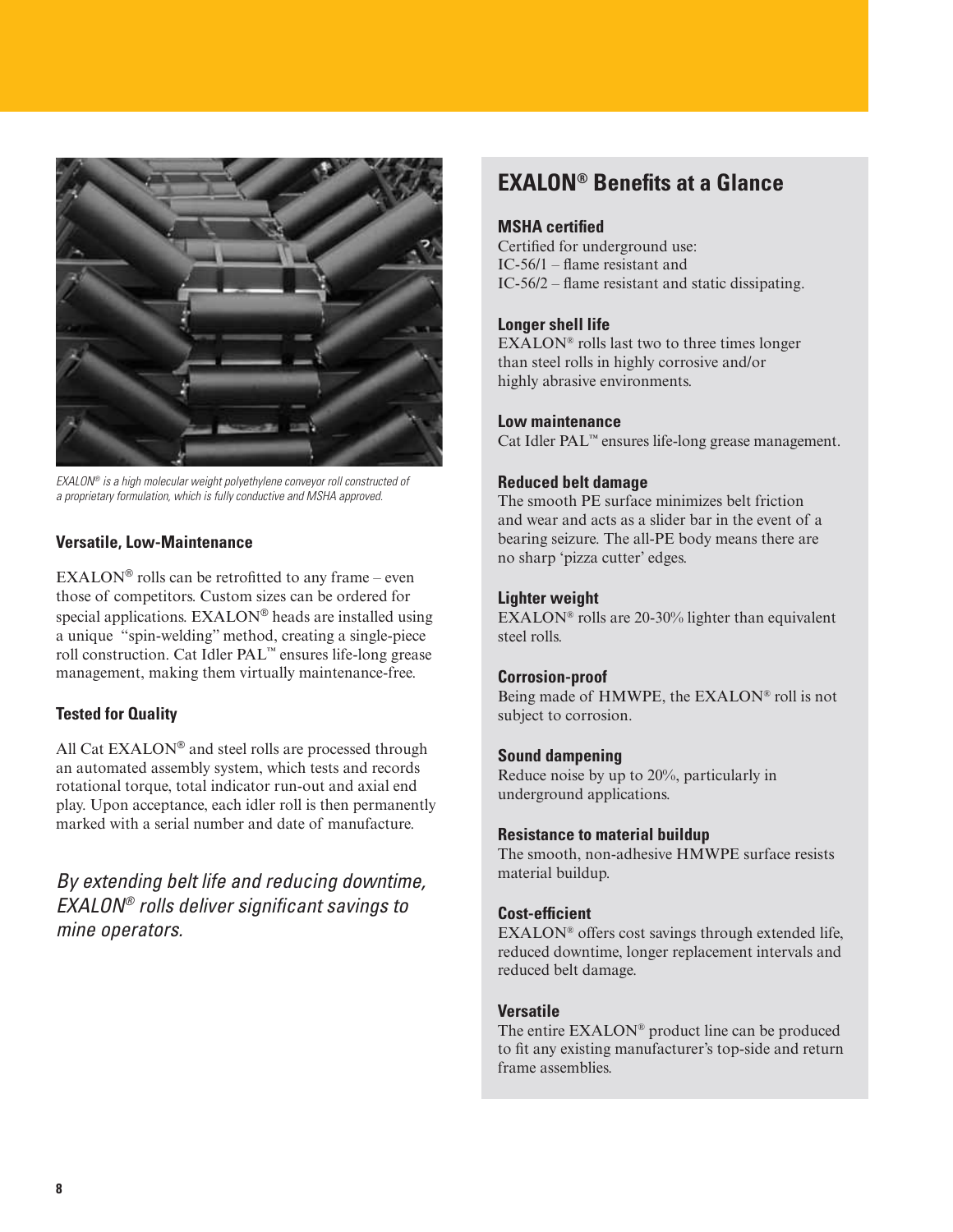*EXALON® is a high molecular weight polyethylene conveyor roll constructed of a proprietary formulation, which is fully conductive and MSHA approved.*

### Versatile, Low-Maintenance

EXALON® rolls can be retrofitted to any frame – even those of competitors. Custom sizes can be ordered for special applications. EXALON® heads are installed using a unique "spin-welding" method, creating a single-piece roll construction. Cat Idler PAL™ ensures life-long grease management, making them virtually maintenance-free.

### Tested for Quality

All Cat EXALON® and steel rolls are processed through an automated assembly system, which tests and records rotational torque, total indicator run-out and axial end play. Upon acceptance, each idler roll is then permanently marked with a serial number and date of manufacture.

*By extending belt life and reducing downtime, EXALON® rolls deliver significant savings to mine operators.*

## EXALON® Benefits at a Glance

### MSHA certified

Certified for underground use:
IC-56/1 – flame resistant and
IC-56/2 – flame resistant and static dissipating.

### Longer shell life

EXALON® rolls last two to three times longer than steel rolls in highly corrosive and/or highly abrasive environments.

### Low maintenance

Cat Idler PAL™ ensures life-long grease management.

### Reduced belt damage

The smooth PE surface minimizes belt friction and wear and acts as a slider bar in the event of a bearing seizure. The all-PE body means there are no sharp 'pizza cutter' edges.

### Lighter weight

EXALON® rolls are 20-30% lighter than equivalent steel rolls.

### Corrosion-proof

Being made of HMWPE, the EXALON® roll is not subject to corrosion.

### Sound dampening

Reduce noise by up to 20%, particularly in underground applications.

### Resistance to material buildup

The smooth, non-adhesive HMWPE surface resists material buildup.

### Cost-efficient

EXALON® offers cost savings through extended life, reduced downtime, longer replacement intervals and reduced belt damage.

### Versatile

The entire EXALON® product line can be produced to fit any existing manufacturer's top-side and return frame assemblies.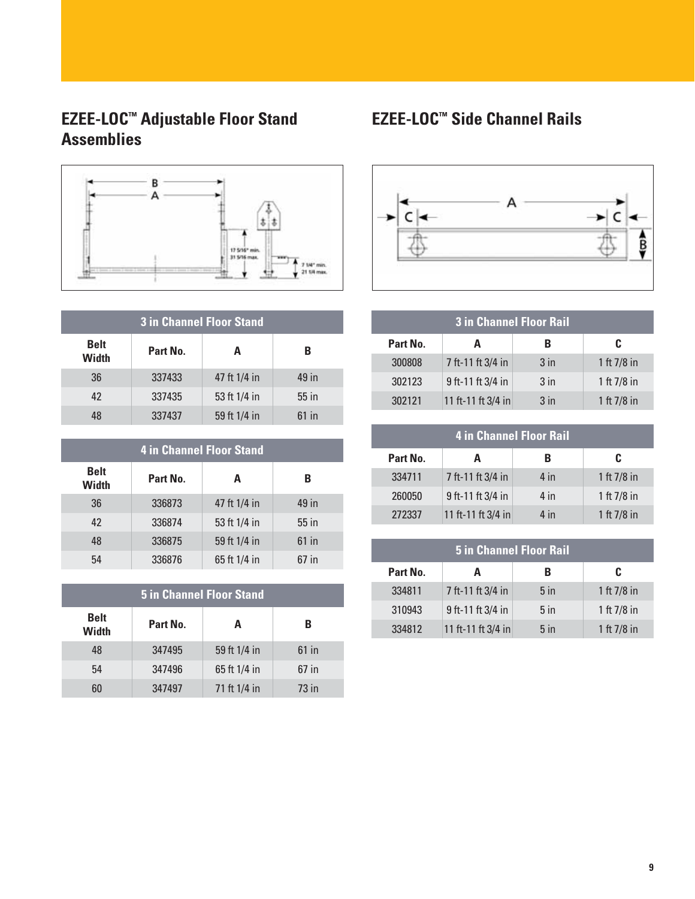## EZEE-LOC™ Adjustable Floor Stand Assemblies

| 3 in Channel Floor Stand | | | |
|---|---|---|---|
| Belt Width | Part No. | A | B |
| 36 | 337433 | 47 ft 1/4 in | 49 in |
| 42 | 337435 | 53 ft 1/4 in | 55 in |
| 48 | 337437 | 59 ft 1/4 in | 61 in |

| 4 in Channel Floor Stand | | | |
|---|---|---|---|
| Belt Width | Part No. | A | B |
| 36 | 336873 | 47 ft 1/4 in | 49 in |
| 42 | 336874 | 53 ft 1/4 in | 55 in |
| 48 | 336875 | 59 ft 1/4 in | 61 in |
| 54 | 336876 | 65 ft 1/4 in | 67 in |

| 5 in Channel Floor Stand | | | |
|---|---|---|---|
| Belt Width | Part No. | A | B |
| 48 | 347495 | 59 ft 1/4 in | 61 in |
| 54 | 347496 | 65 ft 1/4 in | 67 in |
| 60 | 347497 | 71 ft 1/4 in | 73 in |

## EZEE-LOC™ Side Channel Rails

| 3 in Channel Floor Rail | | | |
|---|---|---|---|
| Part No. | A | B | C |
| 300808 | 7 ft-11 ft 3/4 in | 3 in | 1 ft 7/8 in |
| 302123 | 9 ft-11 ft 3/4 in | 3 in | 1 ft 7/8 in |
| 302121 | 11 ft-11 ft 3/4 in | 3 in | 1 ft 7/8 in |

| 4 in Channel Floor Rail | | | |
|---|---|---|---|
| Part No. | A | B | C |
| 334711 | 7 ft-11 ft 3/4 in | 4 in | 1 ft 7/8 in |
| 260050 | 9 ft-11 ft 3/4 in | 4 in | 1 ft 7/8 in |
| 272337 | 11 ft-11 ft 3/4 in | 4 in | 1 ft 7/8 in |

| 5 in Channel Floor Rail | | | |
|---|---|---|---|
| Part No. | A | B | C |
| 334811 | 7 ft-11 ft 3/4 in | 5 in | 1 ft 7/8 in |
| 310943 | 9 ft-11 ft 3/4 in | 5 in | 1 ft 7/8 in |
| 334812 | 11 ft-11 ft 3/4 in | 5 in | 1 ft 7/8 in |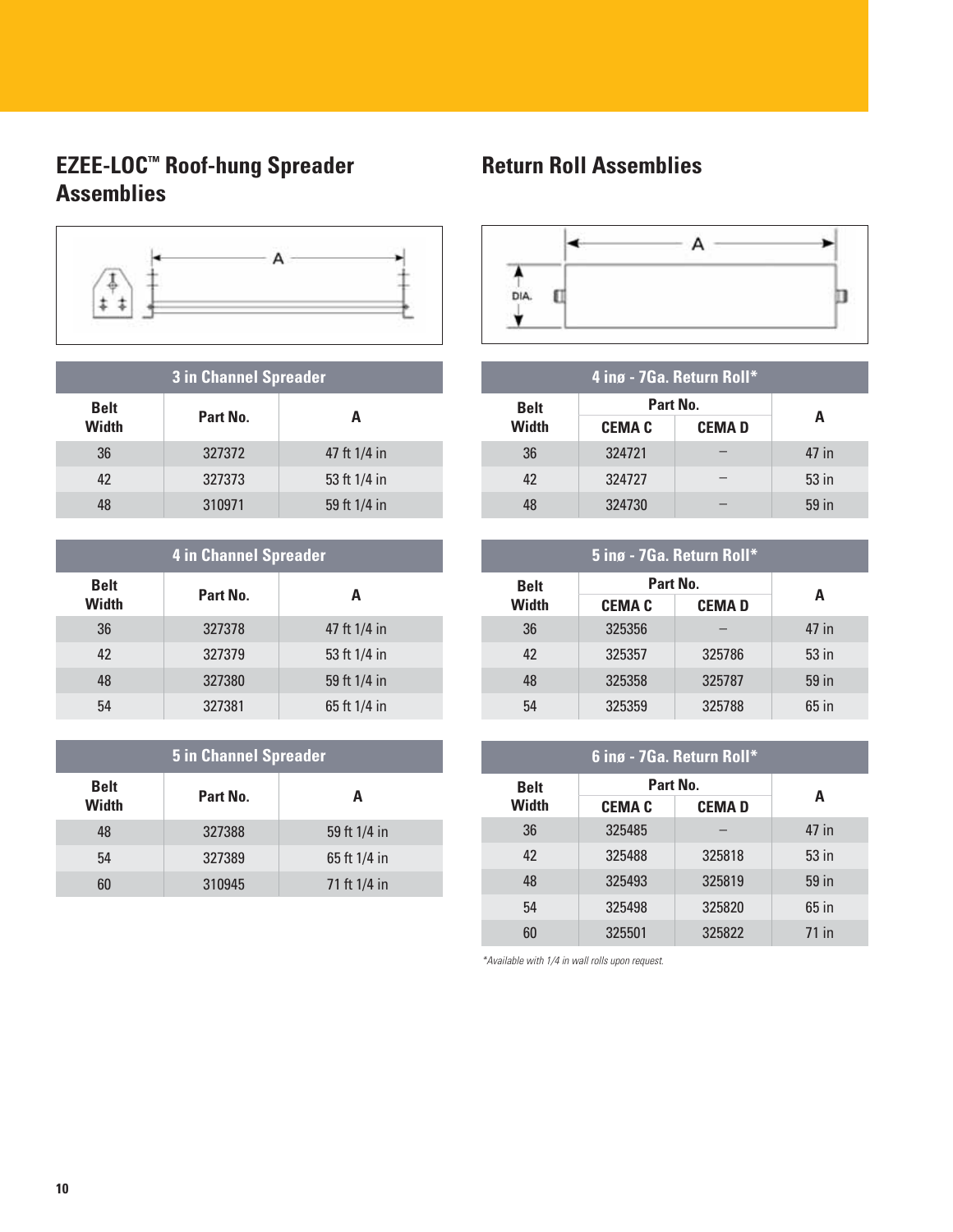## EZEE-LOC™ Roof-hung Spreader Assemblies

| 3 in Channel Spreader | | |
|---|---|---|
| Belt Width | Part No. | A |
| 36 | 327372 | 47 ft 1/4 in |
| 42 | 327373 | 53 ft 1/4 in |
| 48 | 310971 | 59 ft 1/4 in |

| 4 in Channel Spreader | | |
|---|---|---|
| Belt Width | Part No. | A |
| 36 | 327378 | 47 ft 1/4 in |
| 42 | 327379 | 53 ft 1/4 in |
| 48 | 327380 | 59 ft 1/4 in |
| 54 | 327381 | 65 ft 1/4 in |

| 5 in Channel Spreader | | |
|---|---|---|
| Belt Width | Part No. | A |
| 48 | 327388 | 59 ft 1/4 in |
| 54 | 327389 | 65 ft 1/4 in |
| 60 | 310945 | 71 ft 1/4 in |

## Return Roll Assemblies

| 4 inø - 7Ga. Return Roll* | | | |
|---|---|---|---|
| Belt Width | Part No. | | A |
| | CEMA C | CEMA D | |
| 36 | 324721 | – | 47 in |
| 42 | 324727 | – | 53 in |
| 48 | 324730 | – | 59 in |

| 5 inø - 7Ga. Return Roll* | | | |
|---|---|---|---|
| Belt Width | Part No. | | A |
| | CEMA C | CEMA D | |
| 36 | 325356 | – | 47 in |
| 42 | 325357 | 325786 | 53 in |
| 48 | 325358 | 325787 | 59 in |
| 54 | 325359 | 325788 | 65 in |

| 6 inø - 7Ga. Return Roll* | | | |
|---|---|---|---|
| Belt Width | Part No. | | A |
| | CEMA C | CEMA D | |
| 36 | 325485 | – | 47 in |
| 42 | 325488 | 325818 | 53 in |
| 48 | 325493 | 325819 | 59 in |
| 54 | 325498 | 325820 | 65 in |
| 60 | 325501 | 325822 | 71 in |

*Available with 1/4 in wall rolls upon request.*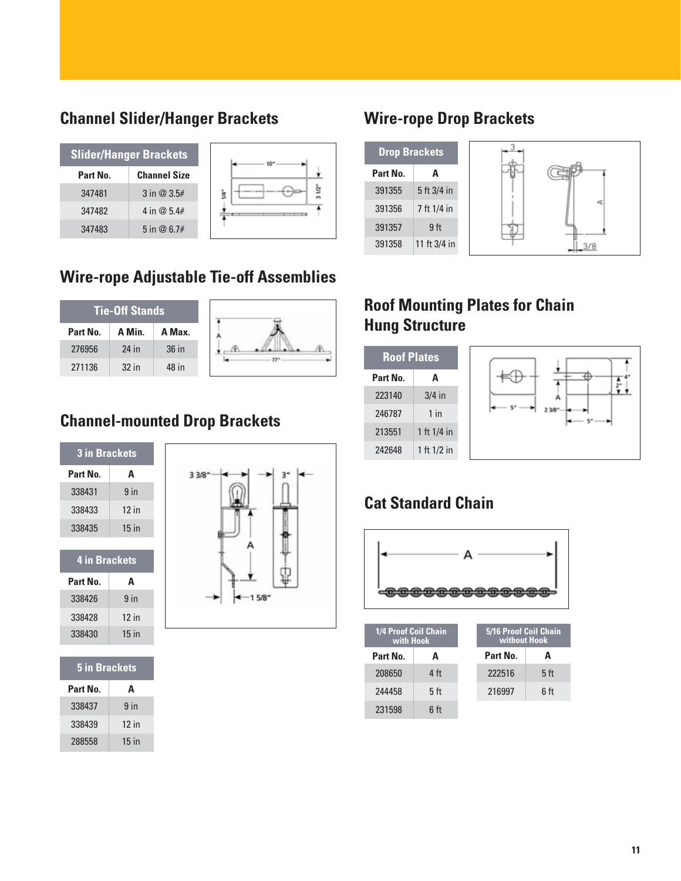## Channel Slider/Hanger Brackets

| Slider/Hanger Brackets | |
|---|---|
| **Part No.** | **Channel Size** |
| 347481 | 3 in @ 3.5# |
| 347482 | 4 in @ 5.4# |
| 347483 | 5 in @ 6.7# |

## Wire-rope Adjustable Tie-off Assemblies

| Tie-Off Stands | | |
|---|---|---|
| **Part No.** | **A Min.** | **A Max.** |
| 276956 | 24 in | 36 in |
| 271136 | 32 in | 48 in |

## Channel-mounted Drop Brackets

| 3 in Brackets | |
|---|---|
| **Part No.** | **A** |
| 338431 | 9 in |
| 338433 | 12 in |
| 338435 | 15 in |

| 4 in Brackets | |
|---|---|
| **Part No.** | **A** |
| 338426 | 9 in |
| 338428 | 12 in |
| 338430 | 15 in |

| 5 in Brackets | |
|---|---|
| **Part No.** | **A** |
| 338437 | 9 in |
| 338439 | 12 in |
| 288558 | 15 in |

## Wire-rope Drop Brackets

| Drop Brackets | |
|---|---|
| **Part No.** | **A** |
| 391355 | 5 ft 3/4 in |
| 391356 | 7 ft 1/4 in |
| 391357 | 9 ft |
| 391358 | 11 ft 3/4 in |

## Roof Mounting Plates for Chain Hung Structure

| Roof Plates | |
|---|---|
| **Part No.** | **A** |
| 223140 | 3/4 in |
| 246787 | 1 in |
| 213551 | 1 ft 1/4 in |
| 242648 | 1 ft 1/2 in |

## Cat Standard Chain

| 1/4 Proof Coil Chain with Hook | |
|---|---|
| **Part No.** | **A** |
| 208650 | 4 ft |
| 244458 | 5 ft |
| 231598 | 6 ft |

| 5/16 Proof Coil Chain without Hook | |
|---|---|
| **Part No.** | **A** |
| 222516 | 5 ft |
| 216997 | 6 ft |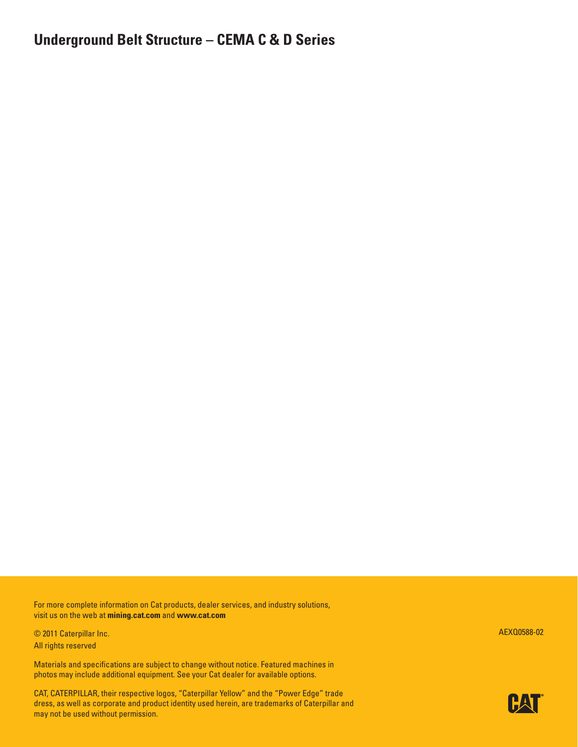# Underground Belt Structure – CEMA C & D Series

For more complete information on Cat products, dealer services, and industry solutions, visit us on the web at **mining.cat.com** and **www.cat.com**

© 2011 Caterpillar Inc.
All rights reserved

Materials and specifications are subject to change without notice. Featured machines in photos may include additional equipment. See your Cat dealer for available options.

CAT, CATERPILLAR, their respective logos, "Caterpillar Yellow" and the "Power Edge" trade dress, as well as corporate and product identity used herein, are trademarks of Caterpillar and may not be used without permission.

AEXQ0588-02